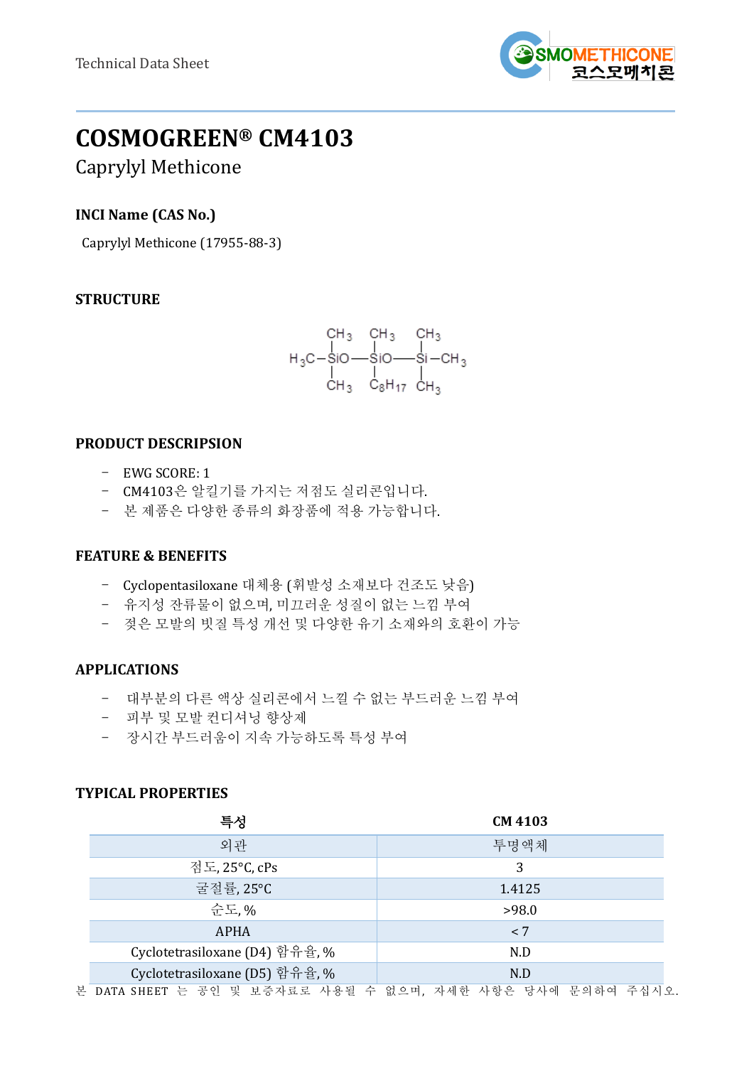Technical Data Sheet

# COSMOGREEN® CM4103

## Caprylyl Methicone

### INCI Name (CAS No.)

Caprylyl Methicone (17955-88-3)

### STRUCTURE

$$H_3C-\underset{CH_3}{\overset{CH_3}{Si}}O-\underset{C_8H_{17}}{\overset{CH_3}{Si}}O-\underset{CH_3}{\overset{CH_3}{Si}}-CH_3$$

### PRODUCT DESCRIPSION

- EWG SCORE: 1
- CM4103은 알킬기를 가지는 저점도 실리콘입니다.
- 본 제품은 다양한 종류의 화장품에 적용 가능합니다.

### FEATURE & BENEFITS

- Cyclopentasiloxane 대체용 (휘발성 소재보다 건조도 낮음)
- 유지성 잔류물이 없으며, 미끄러운 성질이 없는 느낌 부여
- 젖은 모발의 빗질 특성 개선 및 다양한 유기 소재와의 호환이 가능

### APPLICATIONS

- 대부분의 다른 액상 실리콘에서 느낄 수 없는 부드러운 느낌 부여
- 피부 및 모발 컨디셔닝 향상제
- 장시간 부드러움이 지속 가능하도록 특성 부여

### TYPICAL PROPERTIES

| 특성 | CM 4103 |
|---|---|
| 외관 | 투명액체 |
| 점도, 25°C, cPs | 3 |
| 굴절률, 25°C | 1.4125 |
| 순도, % | >98.0 |
| APHA | < 7 |
| Cyclotetrasiloxane (D4) 함유율, % | N.D |
| Cyclotetrasiloxane (D5) 함유율, % | N.D |

본 DATA SHEET 는 공인 및 보증자료로 사용될 수 없으며, 자세한 사항은 당사에 문의하여 주십시오.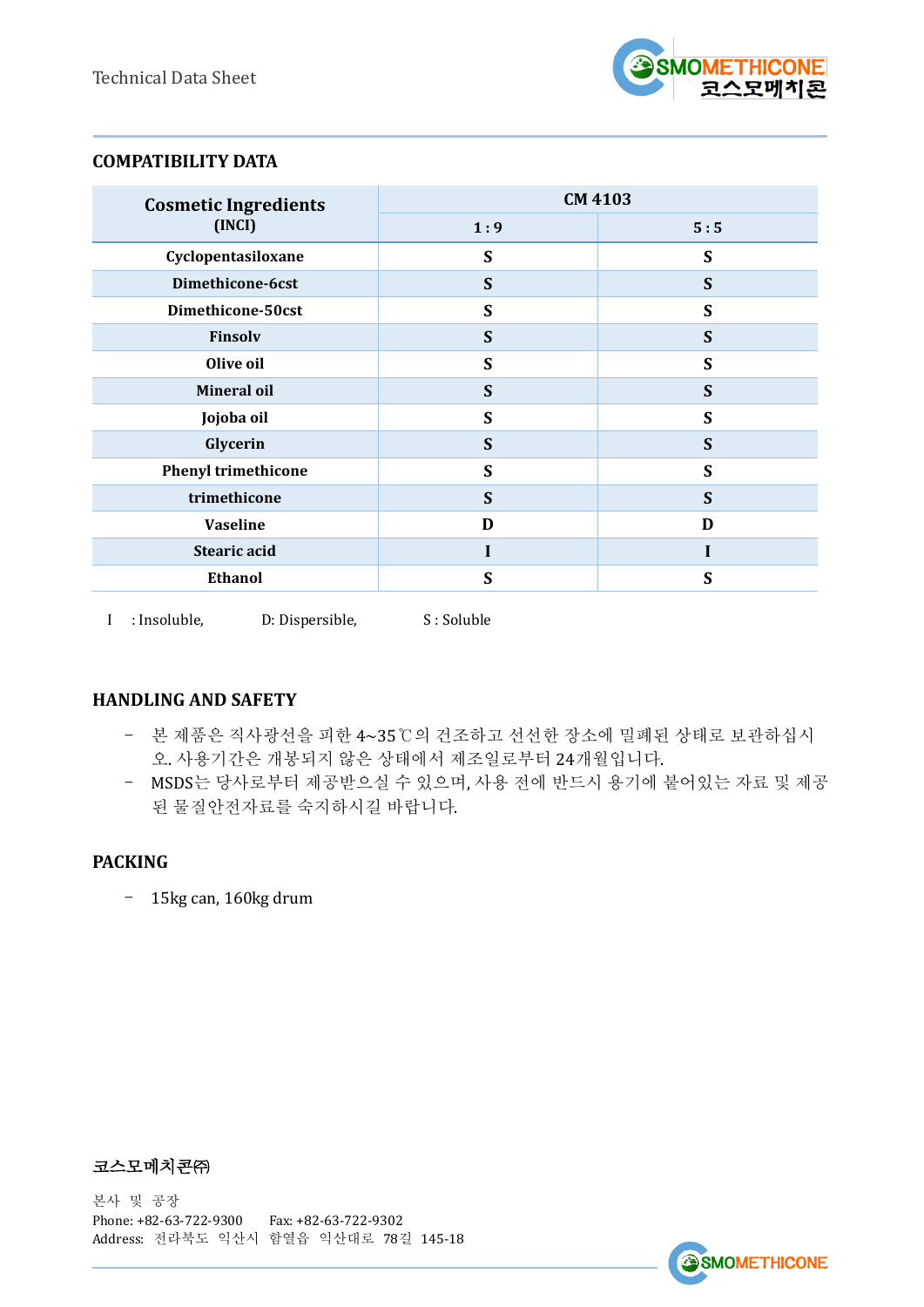## COMPATIBILITY DATA

| Cosmetic Ingredients (INCI) | CM 4103 | |
|---|---|---|
| | 1 : 9 | 5 : 5 |
| Cyclopentasiloxane | S | S |
| Dimethicone-6cst | S | S |
| Dimethicone-50cst | S | S |
| Finsolv | S | S |
| Olive oil | S | S |
| Mineral oil | S | S |
| Jojoba oil | S | S |
| Glycerin | S | S |
| Phenyl trimethicone | S | S |
| trimethicone | S | S |
| Vaseline | D | D |
| Stearic acid | I | I |
| Ethanol | S | S |

I : Insoluble, D: Dispersible, S : Soluble

## HANDLING AND SAFETY

- 본 제품은 직사광선을 피한 4~35℃의 건조하고 선선한 장소에 밀폐된 상태로 보관하십시오. 사용기간은 개봉되지 않은 상태에서 제조일로부터 24개월입니다.
- MSDS는 당사로부터 제공받으실 수 있으며, 사용 전에 반드시 용기에 붙어있는 자료 및 제공된 물질안전자료를 숙지하시길 바랍니다.

## PACKING

- 15kg can, 160kg drum

**코스모메치콘㈜**

본사 및 공장
Phone: +82-63-722-9300 Fax: +82-63-722-9302
Address: 전라북도 익산시 함열읍 익산대로 78길 145-18